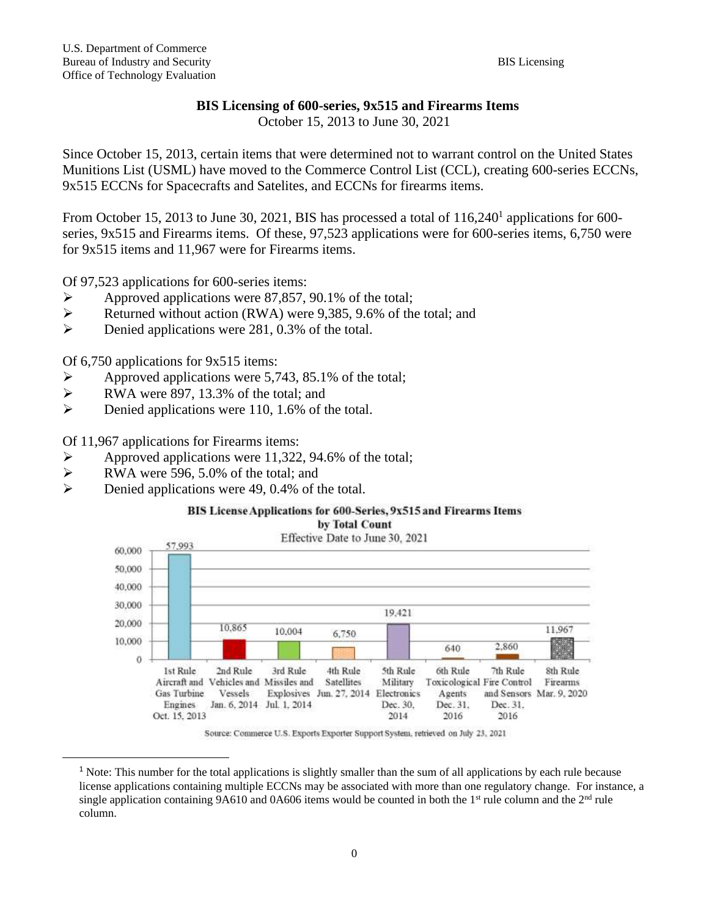U.S. Department of Commerce
Bureau of Industry and Security
Office of Technology Evaluation

BIS Licensing

## BIS Licensing of 600-series, 9x515 and Firearms Items

October 15, 2013 to June 30, 2021

Since October 15, 2013, certain items that were determined not to warrant control on the United States Munitions List (USML) have moved to the Commerce Control List (CCL), creating 600-series ECCNs, 9x515 ECCNs for Spacecrafts and Satelites, and ECCNs for firearms items.

From October 15, 2013 to June 30, 2021, BIS has processed a total of 116,240[1] applications for 600-series, 9x515 and Firearms items. Of these, 97,523 applications were for 600-series items, 6,750 were for 9x515 items and 11,967 were for Firearms items.

Of 97,523 applications for 600-series items:

- Approved applications were 87,857, 90.1% of the total;
- Returned without action (RWA) were 9,385, 9.6% of the total; and
- Denied applications were 281, 0.3% of the total.

Of 6,750 applications for 9x515 items:

- Approved applications were 5,743, 85.1% of the total;
- RWA were 897, 13.3% of the total; and
- Denied applications were 110, 1.6% of the total.

Of 11,967 applications for Firearms items:

- Approved applications were 11,322, 94.6% of the total;
- RWA were 596, 5.0% of the total; and
- Denied applications were 49, 0.4% of the total.

**BIS License Applications for 600-Series, 9x515 and Firearms Items by Total Count**

Effective Date to June 30, 2021

| Rule | Count |
|---|---|
| 1st Rule Aircraft and Gas Turbine Engines Oct. 15, 2013 | 57,993 |
| 2nd Rule Vehicles and Vessels Jan. 6, 2014 | 10,865 |
| 3rd Rule Missiles and Explosives Jul. 1, 2014 | 10,004 |
| 4th Rule Satellites Jun. 27, 2014 | 6,750 |
| 5th Rule Military Electronics Dec. 30, 2014 | 19,421 |
| 6th Rule Toxicological Agents Dec. 31, 2016 | 640 |
| 7th Rule Fire Control and Sensors Dec. 31, 2016 | 2,860 |
| 8th Rule Firearms Mar. 9, 2020 | 11,967 |

Source: Commerce U.S. Exports Exporter Support System, retrieved on July 23, 2021

[1] Note: This number for the total applications is slightly smaller than the sum of all applications by each rule because license applications containing multiple ECCNs may be associated with more than one regulatory change. For instance, a single application containing 9A610 and 0A606 items would be counted in both the 1st rule column and the 2nd rule column.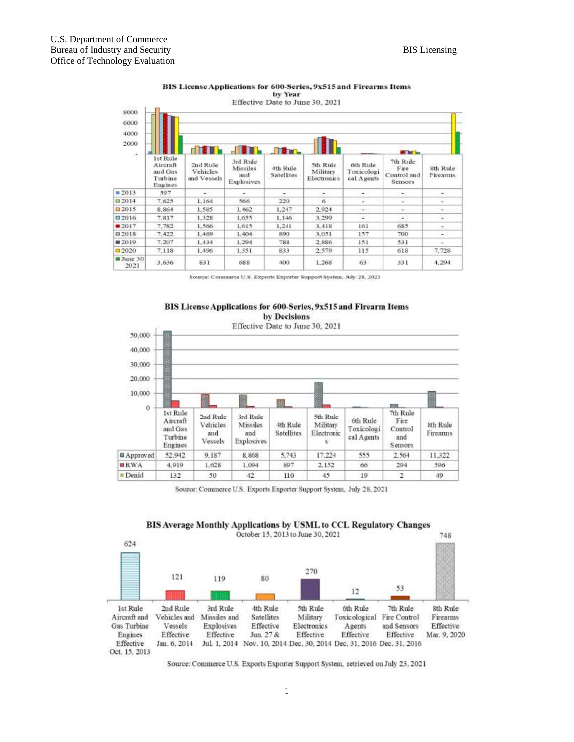**BIS License Applications for 600-Series, 9x515 and Firearms Items by Year**
Effective Date to June 30, 2021

| | 1st Rule Aircraft and Gas Turbine Engines | 2nd Rule Vehicles and Vessels | 3rd Rule Missiles and Explosives | 4th Rule Satellites | 5th Rule Military Electronics | 6th Rule Toxicological Agents | 7th Rule Fire Control and Sensors | 8th Rule Firearms |
|---|---|---|---|---|---|---|---|---|
| 2013 | 597 | - | - | - | - | - | - | - |
| 2014 | 7,625 | 1,164 | 566 | 220 | 6 | - | - | - |
| 2015 | 8,864 | 1,585 | 1,462 | 1,247 | 2,924 | - | - | - |
| 2016 | 7,817 | 1,328 | 1,655 | 1,146 | 3,299 | - | - | - |
| 2017 | 7,782 | 1,566 | 1,615 | 1,241 | 3,418 | 161 | 685 | - |
| 2018 | 7,422 | 1,469 | 1,404 | 890 | 3,051 | 157 | 700 | - |
| 2019 | 7,207 | 1,434 | 1,294 | 788 | 2,886 | 151 | 531 | - |
| 2020 | 7,118 | 1,496 | 1,351 | 833 | 2,579 | 115 | 618 | 7,728 |
| June 30 2021 | 3,636 | 831 | 688 | 400 | 1,268 | 63 | 331 | 4,294 |

Source: Commerce U.S. Exports Exporter Support System, July 28, 2021

**BIS License Applications for 600-Series, 9x515 and Firearm Items by Decisions**
Effective Date to June 30, 2021

| | 1st Rule Aircraft and Gas Turbine Engines | 2nd Rule Vehicles and Vessels | 3rd Rule Missiles and Explosives | 4th Rule Satellites | 5th Rule Military Electronics | 6th Rule Toxicological Agents | 7th Rule Fire Control and Sensors | 8th Rule Firearms |
|---|---|---|---|---|---|---|---|---|
| Approved | 52,942 | 9,187 | 8,868 | 5,743 | 17,224 | 555 | 2,564 | 11,322 |
| RWA | 4,919 | 1,628 | 1,094 | 897 | 2,152 | 66 | 294 | 596 |
| Denid | 132 | 50 | 42 | 110 | 45 | 19 | 2 | 49 |

Source: Commerce U.S. Exports Exporter Support System, July 28, 2021

**BIS Average Monthly Applications by USML to CCL Regulatory Changes**
October 15, 2013 to June 30, 2021

| Rule | Average Monthly Applications |
|---|---|
| 1st Rule Aircraft and Gas Turbine Engines Effective Oct. 15, 2013 | 624 |
| 2nd Rule Vehicles and Vessels Effective Jan. 6, 2014 | 121 |
| 3rd Rule Missiles and Explosives Effective Jul. 1, 2014 | 119 |
| 4th Rule Satellites Effective Jun. 27 & Nov. 10, 2014 | 80 |
| 5th Rule Military Electronics Effective Dec. 30, 2014 | 270 |
| 6th Rule Toxicological Agents Effective Dec. 31, 2016 | 12 |
| 7th Rule Fire Control and Sensors Effective Dec. 31, 2016 | 53 |
| 8th Rule Firearms Effective Mar. 9, 2020 | 748 |

Source: Commerce U.S. Exports Exporter Support System, retrieved on July 23, 2021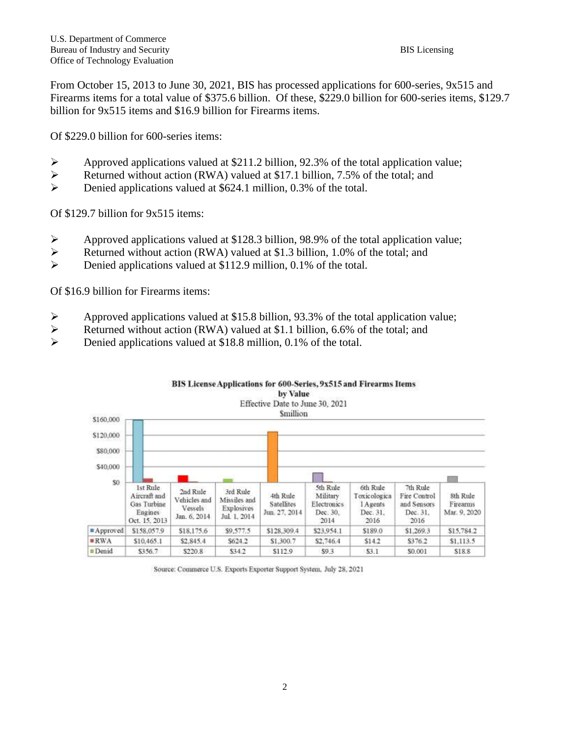From October 15, 2013 to June 30, 2021, BIS has processed applications for 600-series, 9x515 and Firearms items for a total value of $375.6 billion. Of these, $229.0 billion for 600-series items, $129.7 billion for 9x515 items and $16.9 billion for Firearms items.

Of $229.0 billion for 600-series items:

- Approved applications valued at $211.2 billion, 92.3% of the total application value;
- Returned without action (RWA) valued at $17.1 billion, 7.5% of the total; and
- Denied applications valued at $624.1 million, 0.3% of the total.

Of $129.7 billion for 9x515 items:

- Approved applications valued at $128.3 billion, 98.9% of the total application value;
- Returned without action (RWA) valued at $1.3 billion, 1.0% of the total; and
- Denied applications valued at $112.9 million, 0.1% of the total.

Of $16.9 billion for Firearms items:

- Approved applications valued at $15.8 billion, 93.3% of the total application value;
- Returned without action (RWA) valued at $1.1 billion, 6.6% of the total; and
- Denied applications valued at $18.8 million, 0.1% of the total.

**BIS License Applications for 600-Series, 9x515 and Firearms Items by Value**

Effective Date to June 30, 2021

$million

| | 1st Rule Aircraft and Gas Turbine Engines Oct. 15, 2013 | 2nd Rule Vehicles and Vessels Jan. 6, 2014 | 3rd Rule Missiles and Explosives Jul. 1, 2014 | 4th Rule Satellites Jun. 27, 2014 | 5th Rule Military Electronics Dec. 30, 2014 | 6th Rule Toxicological Agents Dec. 31, 2016 | 7th Rule Fire Control and Sensors Dec. 31, 2016 | 8th Rule Firearms Mar. 9, 2020 |
|---|---|---|---|---|---|---|---|---|
| Approved | $158,057.9 | $18,175.6 | $9,577.5 | $128,309.4 | $23,954.1 | $189.0 | $1,269.3 | $15,784.2 |
| RWA | $10,465.1 | $2,845.4 | $624.2 | $1,300.7 | $2,746.4 | $14.2 | $376.2 | $1,113.5 |
| Denid | $356.7 | $220.8 | $34.2 | $112.9 | $9.3 | $3.1 | $0.001 | $18.8 |

Source: Commerce U.S. Exports Exporter Support System, July 28, 2021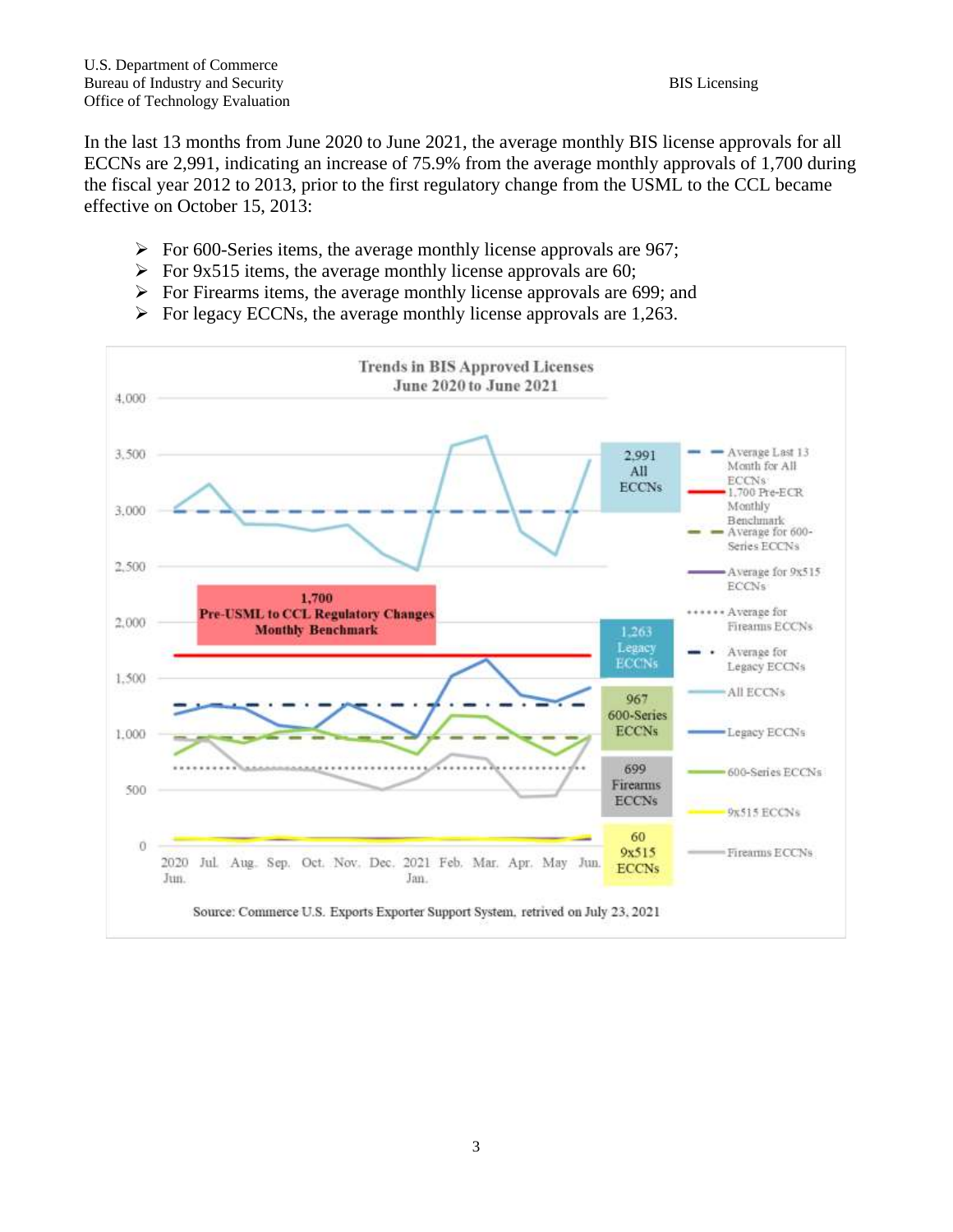In the last 13 months from June 2020 to June 2021, the average monthly BIS license approvals for all ECCNs are 2,991, indicating an increase of 75.9% from the average monthly approvals of 1,700 during the fiscal year 2012 to 2013, prior to the first regulatory change from the USML to the CCL became effective on October 15, 2013:

- For 600-Series items, the average monthly license approvals are 967;
- For 9x515 items, the average monthly license approvals are 60;
- For Firearms items, the average monthly license approvals are 699; and
- For legacy ECCNs, the average monthly license approvals are 1,263.

**Trends in BIS Approved Licenses June 2020 to June 2021**

Source: Commerce U.S. Exports Exporter Support System, retrived on July 23, 2021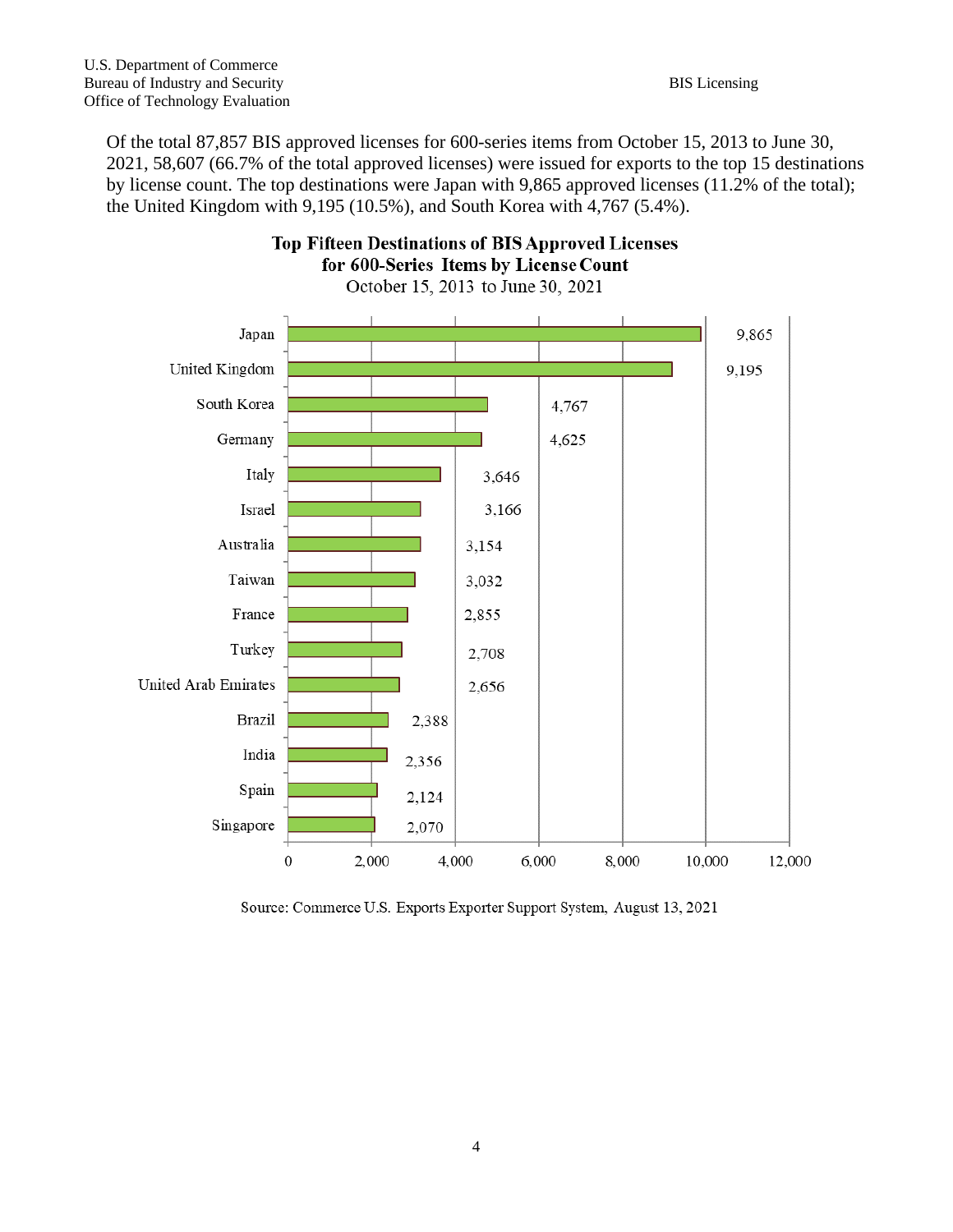Of the total 87,857 BIS approved licenses for 600-series items from October 15, 2013 to June 30, 2021, 58,607 (66.7% of the total approved licenses) were issued for exports to the top 15 destinations by license count. The top destinations were Japan with 9,865 approved licenses (11.2% of the total); the United Kingdom with 9,195 (10.5%), and South Korea with 4,767 (5.4%).

**Top Fifteen Destinations of BIS Approved Licenses for 600-Series Items by License Count**

October 15, 2013 to June 30, 2021

| Destination | License Count |
|---|---|
| Japan | 9,865 |
| United Kingdom | 9,195 |
| South Korea | 4,767 |
| Germany | 4,625 |
| Italy | 3,646 |
| Israel | 3,166 |
| Australia | 3,154 |
| Taiwan | 3,032 |
| France | 2,855 |
| Turkey | 2,708 |
| United Arab Emirates | 2,656 |
| Brazil | 2,388 |
| India | 2,356 |
| Spain | 2,124 |
| Singapore | 2,070 |

Source: Commerce U.S. Exports Exporter Support System, August 13, 2021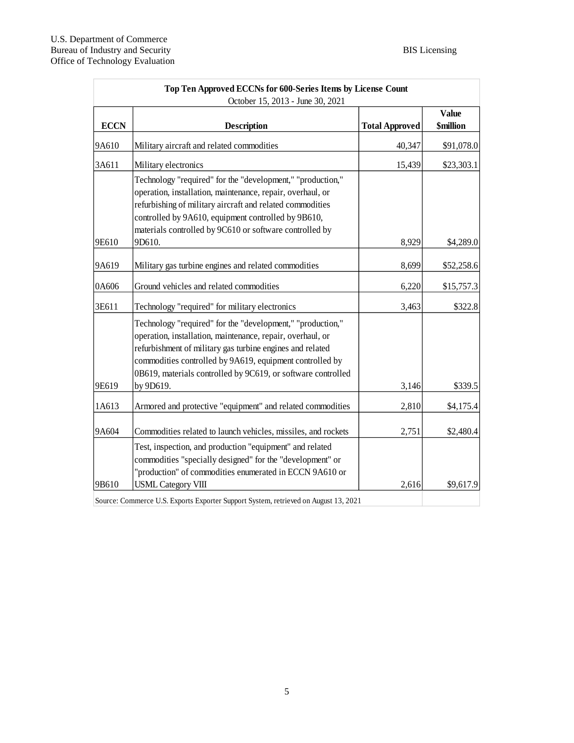| **Top Ten Approved ECCNs for 600-Series Items by License Count**<br>October 15, 2013 - June 30, 2021 | | | |
|---|---|---|---|
| **ECCN** | **Description** | **Total Approved** | **Value $million** |
| 9A610 | Military aircraft and related commodities | 40,347 | $91,078.0 |
| 3A611 | Military electronics | 15,439 | $23,303.1 |
| 9E610 | Technology "required" for the "development," "production," operation, installation, maintenance, repair, overhaul, or refurbishing of military aircraft and related commodities controlled by 9A610, equipment controlled by 9B610, materials controlled by 9C610 or software controlled by 9D610. | 8,929 | $4,289.0 |
| 9A619 | Military gas turbine engines and related commodities | 8,699 | $52,258.6 |
| 0A606 | Ground vehicles and related commodities | 6,220 | $15,757.3 |
| 3E611 | Technology "required" for military electronics | 3,463 | $322.8 |
| 9E619 | Technology "required" for the "development," "production," operation, installation, maintenance, repair, overhaul, or refurbishment of military gas turbine engines and related commodities controlled by 9A619, equipment controlled by 0B619, materials controlled by 9C619, or software controlled by 9D619. | 3,146 | $339.5 |
| 1A613 | Armored and protective "equipment" and related commodities | 2,810 | $4,175.4 |
| 9A604 | Commodities related to launch vehicles, missiles, and rockets | 2,751 | $2,480.4 |
| 9B610 | Test, inspection, and production "equipment" and related commodities "specially designed" for the "development" or "production" of commodities enumerated in ECCN 9A610 or USML Category VIII | 2,616 | $9,617.9 |

Source: Commerce U.S. Exports Exporter Support System, retrieved on August 13, 2021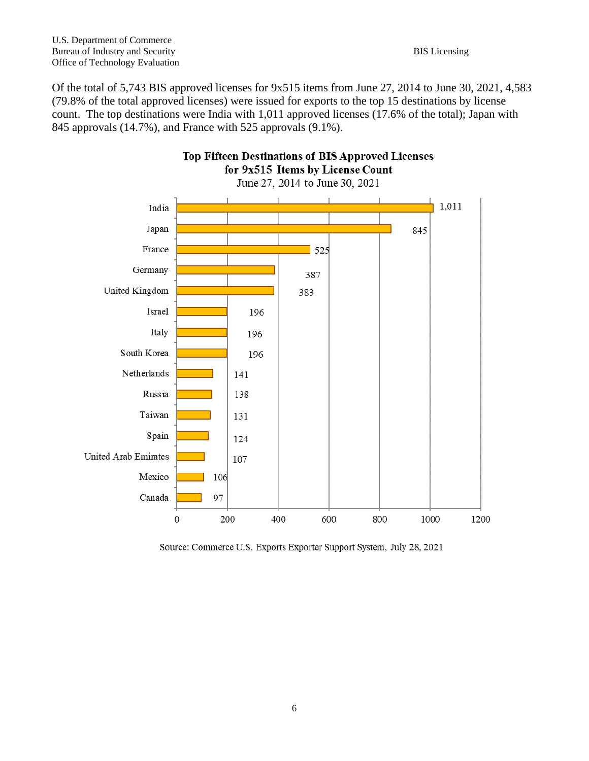Of the total of 5,743 BIS approved licenses for 9x515 items from June 27, 2014 to June 30, 2021, 4,583 (79.8% of the total approved licenses) were issued for exports to the top 15 destinations by license count. The top destinations were India with 1,011 approved licenses (17.6% of the total); Japan with 845 approvals (14.7%), and France with 525 approvals (9.1%).

**Top Fifteen Destinations of BIS Approved Licenses for 9x515 Items by License Count**

June 27, 2014 to June 30, 2021

India 1,011

Japan 845

France 525

Germany 387

United Kingdom 383

Israel 196

Italy 196

South Korea 196

Netherlands 141

Russia 138

Taiwan 131

Spain 124

United Arab Emirates 107

Mexico 106

Canada 97

0 200 400 600 800 1000 1200

Source: Commerce U.S. Exports Exporter Support System, July 28, 2021